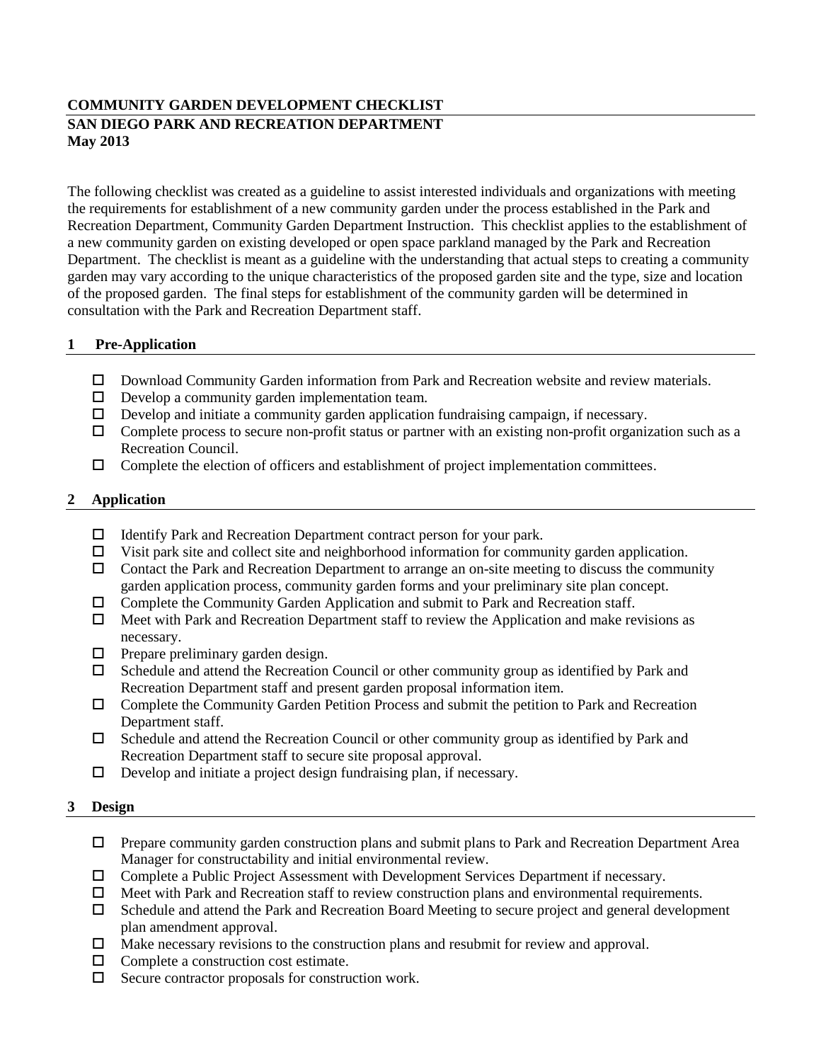**COMMUNITY GARDEN DEVELOPMENT CHECKLIST**

**SAN DIEGO PARK AND RECREATION DEPARTMENT**

**May 2013**

The following checklist was created as a guideline to assist interested individuals and organizations with meeting the requirements for establishment of a new community garden under the process established in the Park and Recreation Department, Community Garden Department Instruction. This checklist applies to the establishment of a new community garden on existing developed or open space parkland managed by the Park and Recreation Department. The checklist is meant as a guideline with the understanding that actual steps to creating a community garden may vary according to the unique characteristics of the proposed garden site and the type, size and location of the proposed garden. The final steps for establishment of the community garden will be determined in consultation with the Park and Recreation Department staff.

## 1 Pre-Application

- ☐ Download Community Garden information from Park and Recreation website and review materials.
- ☐ Develop a community garden implementation team.
- ☐ Develop and initiate a community garden application fundraising campaign, if necessary.
- ☐ Complete process to secure non-profit status or partner with an existing non-profit organization such as a Recreation Council.
- ☐ Complete the election of officers and establishment of project implementation committees.

## 2 Application

- ☐ Identify Park and Recreation Department contract person for your park.
- ☐ Visit park site and collect site and neighborhood information for community garden application.
- ☐ Contact the Park and Recreation Department to arrange an on-site meeting to discuss the community garden application process, community garden forms and your preliminary site plan concept.
- ☐ Complete the Community Garden Application and submit to Park and Recreation staff.
- ☐ Meet with Park and Recreation Department staff to review the Application and make revisions as necessary.
- ☐ Prepare preliminary garden design.
- ☐ Schedule and attend the Recreation Council or other community group as identified by Park and Recreation Department staff and present garden proposal information item.
- ☐ Complete the Community Garden Petition Process and submit the petition to Park and Recreation Department staff.
- ☐ Schedule and attend the Recreation Council or other community group as identified by Park and Recreation Department staff to secure site proposal approval.
- ☐ Develop and initiate a project design fundraising plan, if necessary.

## 3 Design

- ☐ Prepare community garden construction plans and submit plans to Park and Recreation Department Area Manager for constructability and initial environmental review.
- ☐ Complete a Public Project Assessment with Development Services Department if necessary.
- ☐ Meet with Park and Recreation staff to review construction plans and environmental requirements.
- ☐ Schedule and attend the Park and Recreation Board Meeting to secure project and general development plan amendment approval.
- ☐ Make necessary revisions to the construction plans and resubmit for review and approval.
- ☐ Complete a construction cost estimate.
- ☐ Secure contractor proposals for construction work.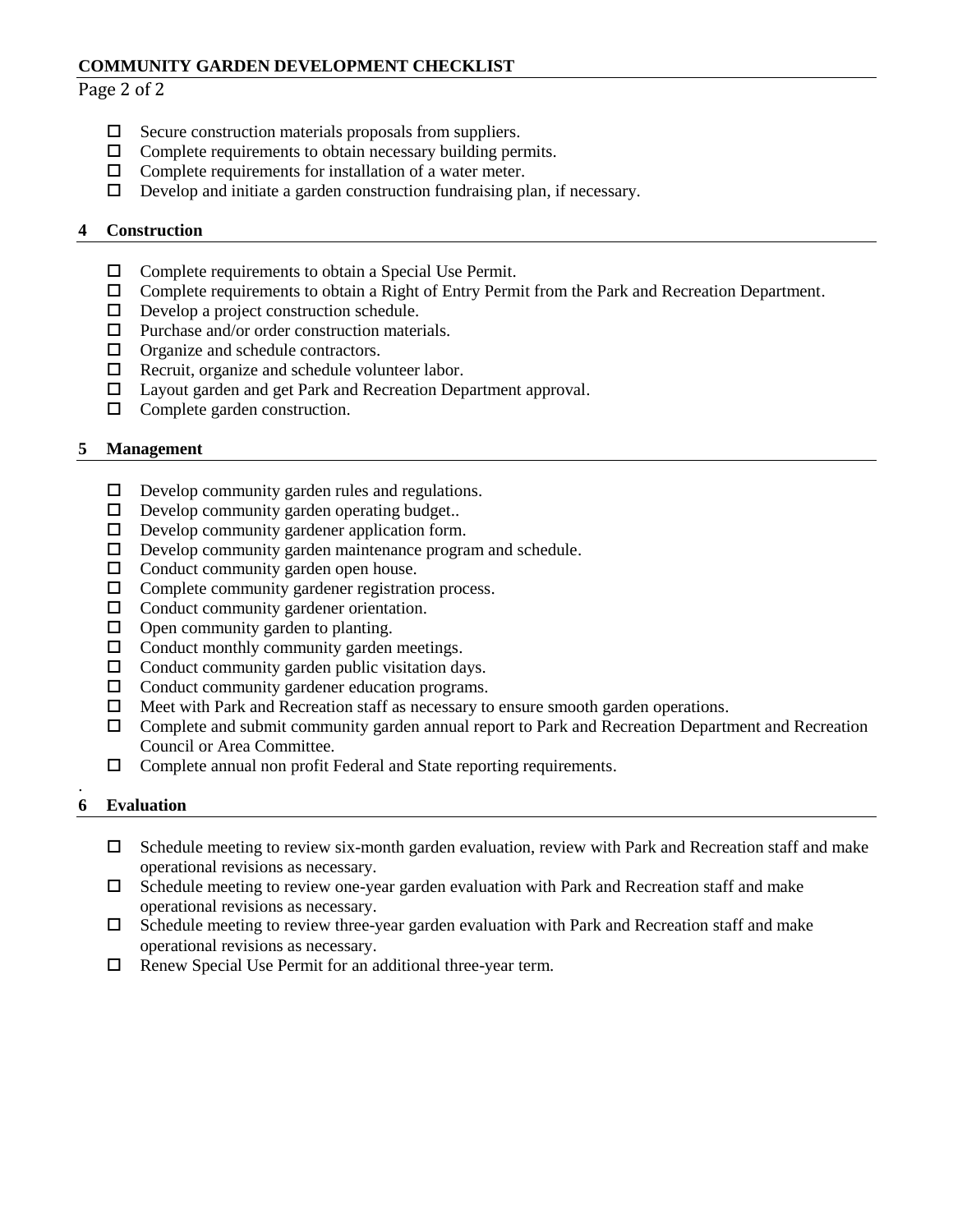- ☐ Secure construction materials proposals from suppliers.
- ☐ Complete requirements to obtain necessary building permits.
- ☐ Complete requirements for installation of a water meter.
- ☐ Develop and initiate a garden construction fundraising plan, if necessary.

## 4 Construction

- ☐ Complete requirements to obtain a Special Use Permit.
- ☐ Complete requirements to obtain a Right of Entry Permit from the Park and Recreation Department.
- ☐ Develop a project construction schedule.
- ☐ Purchase and/or order construction materials.
- ☐ Organize and schedule contractors.
- ☐ Recruit, organize and schedule volunteer labor.
- ☐ Layout garden and get Park and Recreation Department approval.
- ☐ Complete garden construction.

## 5 Management

- ☐ Develop community garden rules and regulations.
- ☐ Develop community garden operating budget..
- ☐ Develop community gardener application form.
- ☐ Develop community garden maintenance program and schedule.
- ☐ Conduct community garden open house.
- ☐ Complete community gardener registration process.
- ☐ Conduct community gardener orientation.
- ☐ Open community garden to planting.
- ☐ Conduct monthly community garden meetings.
- ☐ Conduct community garden public visitation days.
- ☐ Conduct community gardener education programs.
- ☐ Meet with Park and Recreation staff as necessary to ensure smooth garden operations.
- ☐ Complete and submit community garden annual report to Park and Recreation Department and Recreation Council or Area Committee.
- ☐ Complete annual non profit Federal and State reporting requirements.

## 6 Evaluation

- ☐ Schedule meeting to review six-month garden evaluation, review with Park and Recreation staff and make operational revisions as necessary.
- ☐ Schedule meeting to review one-year garden evaluation with Park and Recreation staff and make operational revisions as necessary.
- ☐ Schedule meeting to review three-year garden evaluation with Park and Recreation staff and make operational revisions as necessary.
- ☐ Renew Special Use Permit for an additional three-year term.